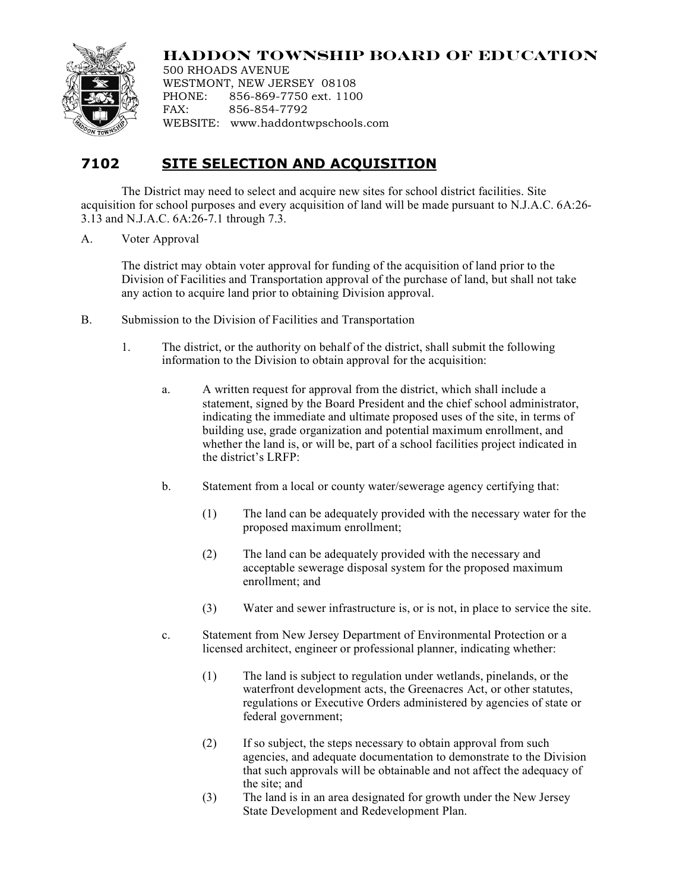# HADDON TOWNSHIP BOARD OF EDUCATION

500 RHOADS AVENUE
WESTMONT, NEW JERSEY 08108
PHONE: 856-869-7750 ext. 1100
FAX: 856-854-7792
WEBSITE: www.haddontwpschools.com

## 7102 SITE SELECTION AND ACQUISITION

The District may need to select and acquire new sites for school district facilities. Site acquisition for school purposes and every acquisition of land will be made pursuant to N.J.A.C. 6A:26-3.13 and N.J.A.C. 6A:26-7.1 through 7.3.

A. Voter Approval

The district may obtain voter approval for funding of the acquisition of land prior to the Division of Facilities and Transportation approval of the purchase of land, but shall not take any action to acquire land prior to obtaining Division approval.

B. Submission to the Division of Facilities and Transportation

1. The district, or the authority on behalf of the district, shall submit the following information to the Division to obtain approval for the acquisition:

    a. A written request for approval from the district, which shall include a statement, signed by the Board President and the chief school administrator, indicating the immediate and ultimate proposed uses of the site, in terms of building use, grade organization and potential maximum enrollment, and whether the land is, or will be, part of a school facilities project indicated in the district's LRFP:

    b. Statement from a local or county water/sewerage agency certifying that:

        (1) The land can be adequately provided with the necessary water for the proposed maximum enrollment;

        (2) The land can be adequately provided with the necessary and acceptable sewerage disposal system for the proposed maximum enrollment; and

        (3) Water and sewer infrastructure is, or is not, in place to service the site.

    c. Statement from New Jersey Department of Environmental Protection or a licensed architect, engineer or professional planner, indicating whether:

        (1) The land is subject to regulation under wetlands, pinelands, or the waterfront development acts, the Greenacres Act, or other statutes, regulations or Executive Orders administered by agencies of state or federal government;

        (2) If so subject, the steps necessary to obtain approval from such agencies, and adequate documentation to demonstrate to the Division that such approvals will be obtainable and not affect the adequacy of the site; and

        (3) The land is in an area designated for growth under the New Jersey State Development and Redevelopment Plan.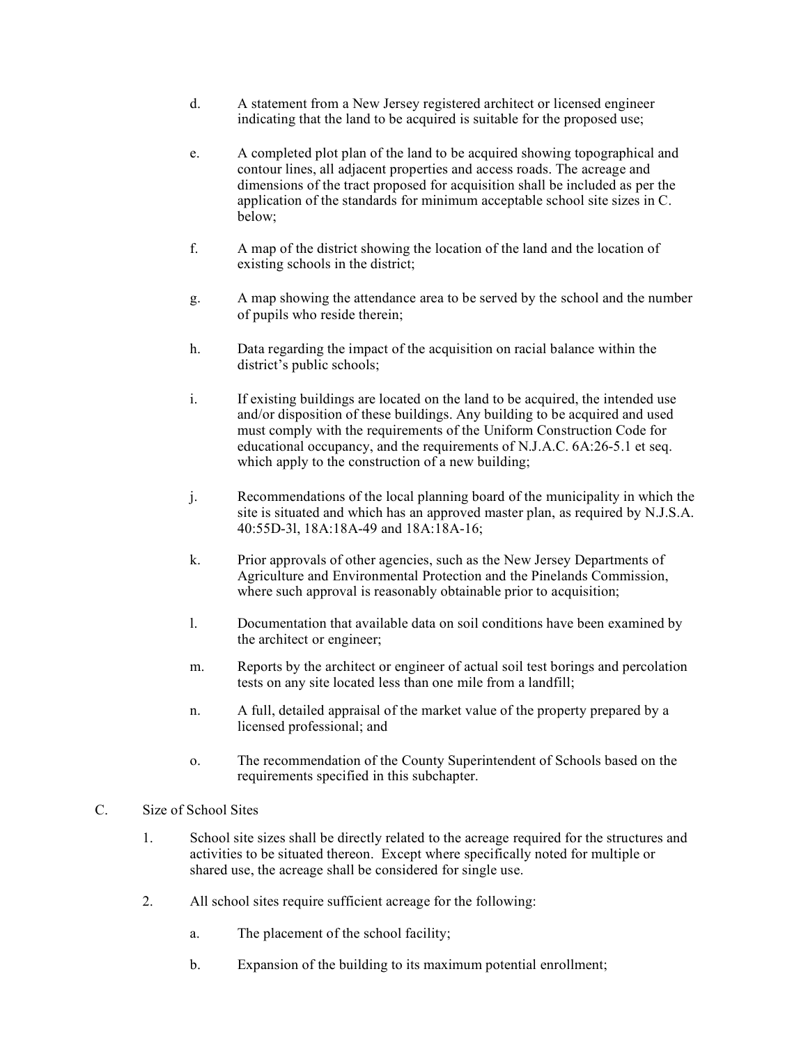d. A statement from a New Jersey registered architect or licensed engineer indicating that the land to be acquired is suitable for the proposed use;

e. A completed plot plan of the land to be acquired showing topographical and contour lines, all adjacent properties and access roads. The acreage and dimensions of the tract proposed for acquisition shall be included as per the application of the standards for minimum acceptable school site sizes in C. below;

f. A map of the district showing the location of the land and the location of existing schools in the district;

g. A map showing the attendance area to be served by the school and the number of pupils who reside therein;

h. Data regarding the impact of the acquisition on racial balance within the district's public schools;

i. If existing buildings are located on the land to be acquired, the intended use and/or disposition of these buildings. Any building to be acquired and used must comply with the requirements of the Uniform Construction Code for educational occupancy, and the requirements of N.J.A.C. 6A:26-5.1 et seq. which apply to the construction of a new building;

j. Recommendations of the local planning board of the municipality in which the site is situated and which has an approved master plan, as required by N.J.S.A. 40:55D-3l, 18A:18A-49 and 18A:18A-16;

k. Prior approvals of other agencies, such as the New Jersey Departments of Agriculture and Environmental Protection and the Pinelands Commission, where such approval is reasonably obtainable prior to acquisition;

l. Documentation that available data on soil conditions have been examined by the architect or engineer;

m. Reports by the architect or engineer of actual soil test borings and percolation tests on any site located less than one mile from a landfill;

n. A full, detailed appraisal of the market value of the property prepared by a licensed professional; and

o. The recommendation of the County Superintendent of Schools based on the requirements specified in this subchapter.

C. Size of School Sites

1. School site sizes shall be directly related to the acreage required for the structures and activities to be situated thereon. Except where specifically noted for multiple or shared use, the acreage shall be considered for single use.

2. All school sites require sufficient acreage for the following:

   a. The placement of the school facility;

   b. Expansion of the building to its maximum potential enrollment;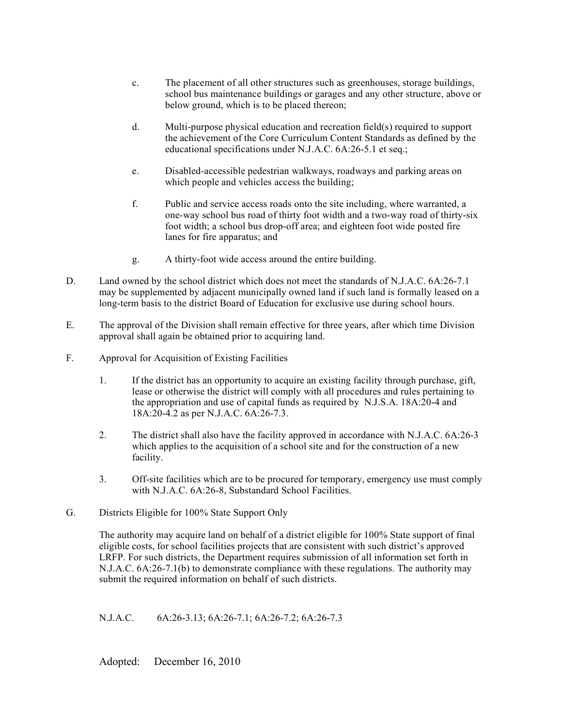c. The placement of all other structures such as greenhouses, storage buildings, school bus maintenance buildings or garages and any other structure, above or below ground, which is to be placed thereon;

d. Multi-purpose physical education and recreation field(s) required to support the achievement of the Core Curriculum Content Standards as defined by the educational specifications under N.J.A.C. 6A:26-5.1 et seq.;

e. Disabled-accessible pedestrian walkways, roadways and parking areas on which people and vehicles access the building;

f. Public and service access roads onto the site including, where warranted, a one-way school bus road of thirty foot width and a two-way road of thirty-six foot width; a school bus drop-off area; and eighteen foot wide posted fire lanes for fire apparatus; and

g. A thirty-foot wide access around the entire building.

D. Land owned by the school district which does not meet the standards of N.J.A.C. 6A:26-7.1 may be supplemented by adjacent municipally owned land if such land is formally leased on a long-term basis to the district Board of Education for exclusive use during school hours.

E. The approval of the Division shall remain effective for three years, after which time Division approval shall again be obtained prior to acquiring land.

F. Approval for Acquisition of Existing Facilities

1. If the district has an opportunity to acquire an existing facility through purchase, gift, lease or otherwise the district will comply with all procedures and rules pertaining to the appropriation and use of capital funds as required by N.J.S.A. 18A:20-4 and 18A:20-4.2 as per N.J.A.C. 6A:26-7.3.

2. The district shall also have the facility approved in accordance with N.J.A.C. 6A:26-3 which applies to the acquisition of a school site and for the construction of a new facility.

3. Off-site facilities which are to be procured for temporary, emergency use must comply with N.J.A.C. 6A:26-8, Substandard School Facilities.

G. Districts Eligible for 100% State Support Only

The authority may acquire land on behalf of a district eligible for 100% State support of final eligible costs, for school facilities projects that are consistent with such district's approved LRFP. For such districts, the Department requires submission of all information set forth in N.J.A.C. 6A:26-7.1(b) to demonstrate compliance with these regulations. The authority may submit the required information on behalf of such districts.

N.J.A.C. 6A:26-3.13; 6A:26-7.1; 6A:26-7.2; 6A:26-7.3

Adopted: December 16, 2010